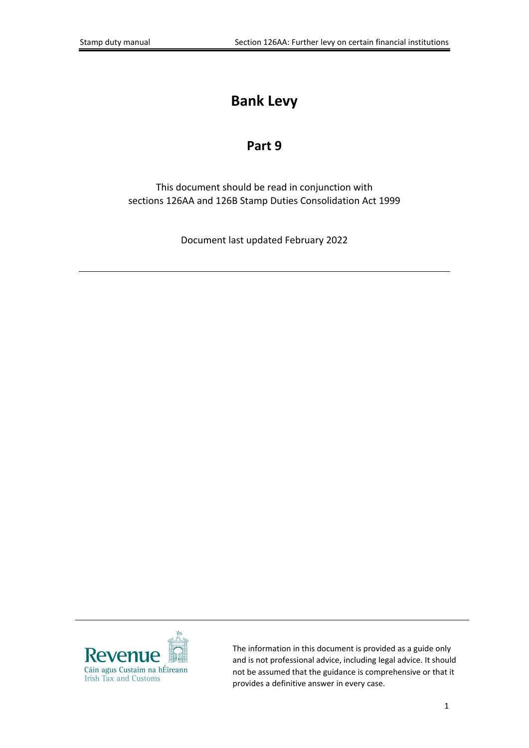# Bank Levy

## Part 9

This document should be read in conjunction with sections 126AA and 126B Stamp Duties Consolidation Act 1999

Document last updated February 2022

---

Revenue
Cáin agus Custaim na hÉireann
Irish Tax and Customs

The information in this document is provided as a guide only and is not professional advice, including legal advice. It should not be assumed that the guidance is comprehensive or that it provides a definitive answer in every case.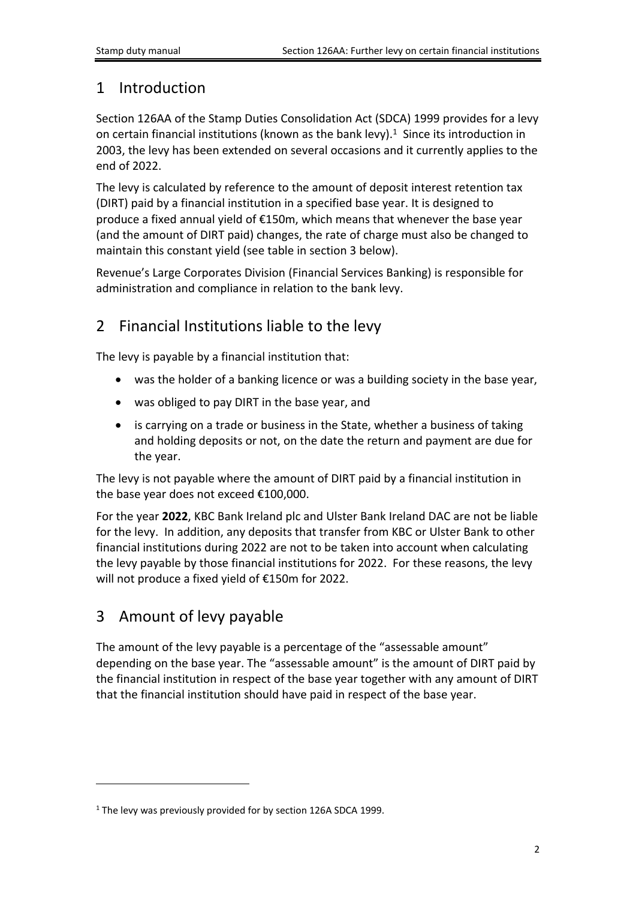# 1 Introduction

Section 126AA of the Stamp Duties Consolidation Act (SDCA) 1999 provides for a levy on certain financial institutions (known as the bank levy).[1] Since its introduction in 2003, the levy has been extended on several occasions and it currently applies to the end of 2022.

The levy is calculated by reference to the amount of deposit interest retention tax (DIRT) paid by a financial institution in a specified base year. It is designed to produce a fixed annual yield of €150m, which means that whenever the base year (and the amount of DIRT paid) changes, the rate of charge must also be changed to maintain this constant yield (see table in section 3 below).

Revenue's Large Corporates Division (Financial Services Banking) is responsible for administration and compliance in relation to the bank levy.

# 2 Financial Institutions liable to the levy

The levy is payable by a financial institution that:

- was the holder of a banking licence or was a building society in the base year,
- was obliged to pay DIRT in the base year, and
- is carrying on a trade or business in the State, whether a business of taking and holding deposits or not, on the date the return and payment are due for the year.

The levy is not payable where the amount of DIRT paid by a financial institution in the base year does not exceed €100,000.

For the year **2022**, KBC Bank Ireland plc and Ulster Bank Ireland DAC are not be liable for the levy. In addition, any deposits that transfer from KBC or Ulster Bank to other financial institutions during 2022 are not to be taken into account when calculating the levy payable by those financial institutions for 2022. For these reasons, the levy will not produce a fixed yield of €150m for 2022.

# 3 Amount of levy payable

The amount of the levy payable is a percentage of the "assessable amount" depending on the base year. The "assessable amount" is the amount of DIRT paid by the financial institution in respect of the base year together with any amount of DIRT that the financial institution should have paid in respect of the base year.

[1] The levy was previously provided for by section 126A SDCA 1999.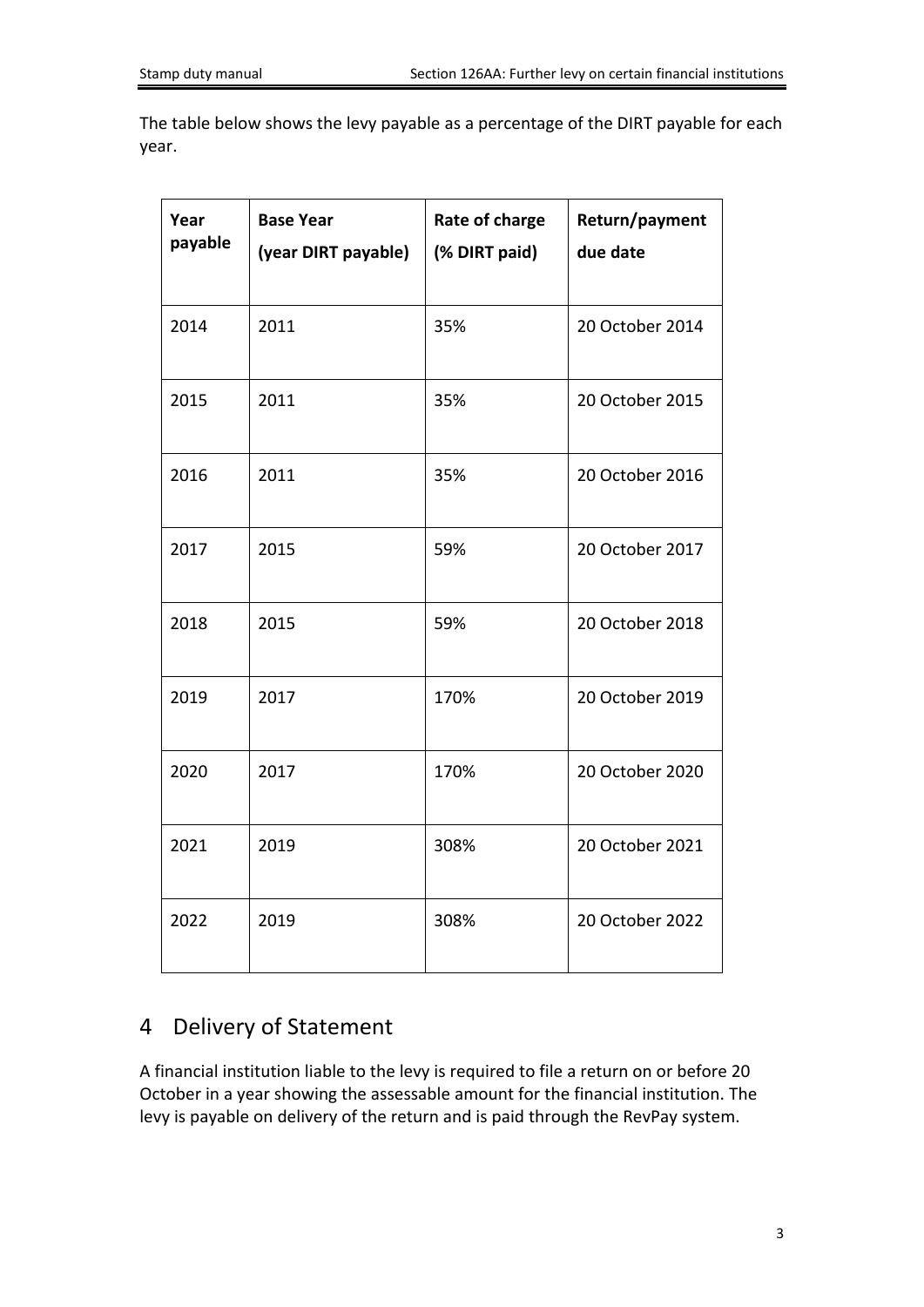The table below shows the levy payable as a percentage of the DIRT payable for each year.

| Year payable | Base Year (year DIRT payable) | Rate of charge (% DIRT paid) | Return/payment due date |
|---|---|---|---|
| 2014 | 2011 | 35% | 20 October 2014 |
| 2015 | 2011 | 35% | 20 October 2015 |
| 2016 | 2011 | 35% | 20 October 2016 |
| 2017 | 2015 | 59% | 20 October 2017 |
| 2018 | 2015 | 59% | 20 October 2018 |
| 2019 | 2017 | 170% | 20 October 2019 |
| 2020 | 2017 | 170% | 20 October 2020 |
| 2021 | 2019 | 308% | 20 October 2021 |
| 2022 | 2019 | 308% | 20 October 2022 |

## 4 Delivery of Statement

A financial institution liable to the levy is required to file a return on or before 20 October in a year showing the assessable amount for the financial institution. The levy is payable on delivery of the return and is paid through the RevPay system.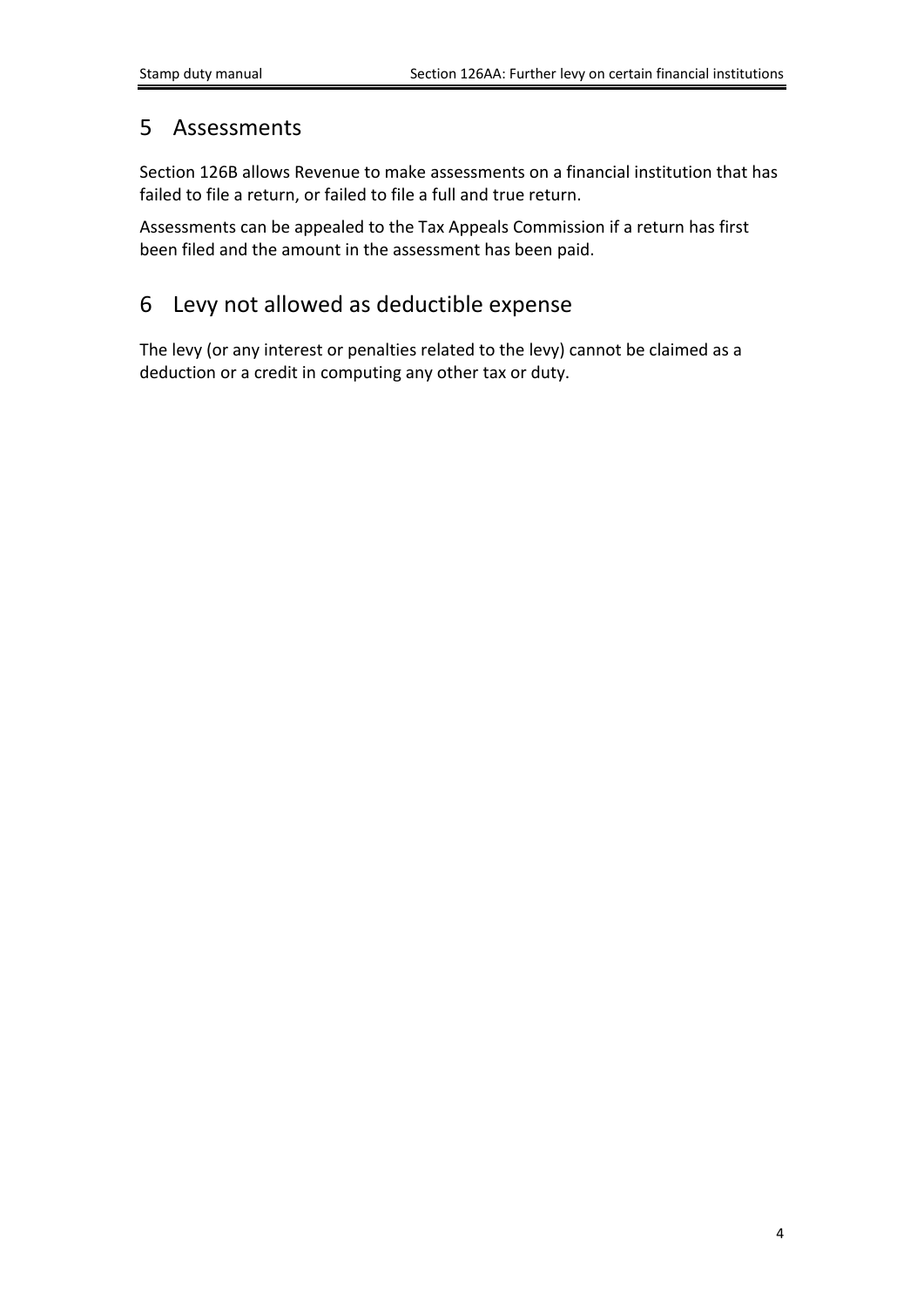## 5 Assessments

Section 126B allows Revenue to make assessments on a financial institution that has failed to file a return, or failed to file a full and true return.

Assessments can be appealed to the Tax Appeals Commission if a return has first been filed and the amount in the assessment has been paid.

## 6 Levy not allowed as deductible expense

The levy (or any interest or penalties related to the levy) cannot be claimed as a deduction or a credit in computing any other tax or duty.